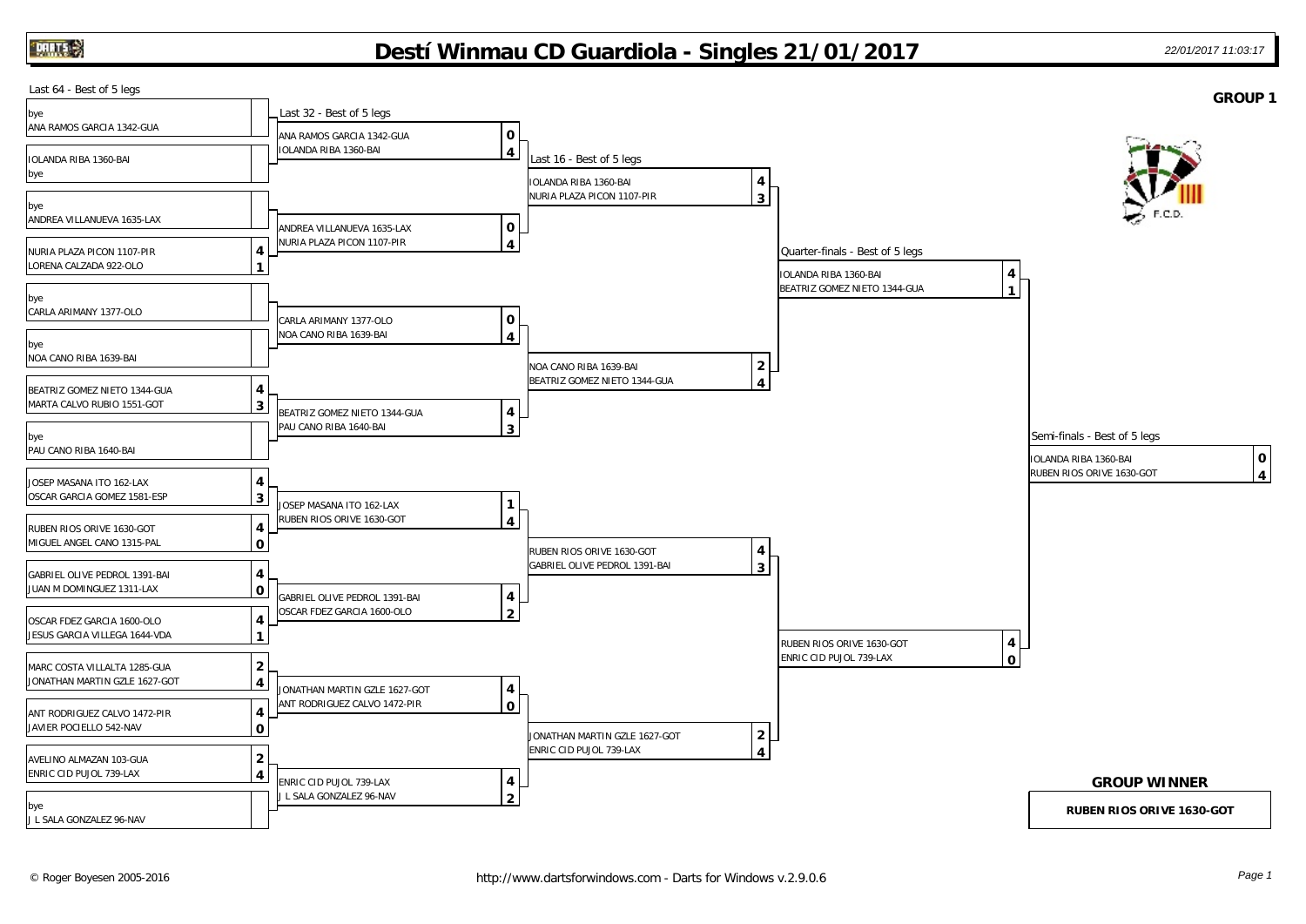# Destí Winmau CD Guardiola - Singles 21/01/2017

22/01/2017 11:03:17

**GROUP 1**

## Last 64 - Best of 5 legs

| Player | Score |
|---|---|
| bye | |
| ANA RAMOS GARCIA 1342-GUA | |
| IOLANDA RIBA 1360-BAI | |
| bye | |
| bye | |
| ANDREA VILLANUEVA 1635-LAX | |
| NURIA PLAZA PICON 1107-PIR | 4 |
| LORENA CALZADA 922-OLO | 1 |
| bye | |
| CARLA ARIMANY 1377-OLO | |
| bye | |
| NOA CANO RIBA 1639-BAI | |
| BEATRIZ GOMEZ NIETO 1344-GUA | 4 |
| MARTA CALVO RUBIO 1551-GOT | 3 |
| bye | |
| PAU CANO RIBA 1640-BAI | |
| JOSEP MASANA ITO 162-LAX | 4 |
| OSCAR GARCIA GOMEZ 1581-ESP | 3 |
| RUBEN RIOS ORIVE 1630-GOT | 4 |
| MIGUEL ANGEL CANO 1315-PAL | 0 |
| GABRIEL OLIVE PEDROL 1391-BAI | 4 |
| JUAN M DOMINGUEZ 1311-LAX | 0 |
| OSCAR FDEZ GARCIA 1600-OLO | 4 |
| JESUS GARCIA VILLEGA 1644-VDA | 1 |
| MARC COSTA VILLALTA 1285-GUA | 2 |
| JONATHAN MARTIN GZLE 1627-GOT | 4 |
| ANT RODRIGUEZ CALVO 1472-PIR | 4 |
| JAVIER POCIELLO 542-NAV | 0 |
| AVELINO ALMAZAN 103-GUA | 2 |
| ENRIC CID PUJOL 739-LAX | 4 |
| bye | |
| J L SALA GONZALEZ 96-NAV | |

## Last 32 - Best of 5 legs

| Player | Score |
|---|---|
| ANA RAMOS GARCIA 1342-GUA | 0 |
| IOLANDA RIBA 1360-BAI | 4 |
| ANDREA VILLANUEVA 1635-LAX | 0 |
| NURIA PLAZA PICON 1107-PIR | 4 |
| CARLA ARIMANY 1377-OLO | 0 |
| NOA CANO RIBA 1639-BAI | 4 |
| BEATRIZ GOMEZ NIETO 1344-GUA | 4 |
| PAU CANO RIBA 1640-BAI | 3 |
| JOSEP MASANA ITO 162-LAX | 1 |
| RUBEN RIOS ORIVE 1630-GOT | 4 |
| GABRIEL OLIVE PEDROL 1391-BAI | 4 |
| OSCAR FDEZ GARCIA 1600-OLO | 2 |
| JONATHAN MARTIN GZLE 1627-GOT | 4 |
| ANT RODRIGUEZ CALVO 1472-PIR | 0 |
| ENRIC CID PUJOL 739-LAX | 4 |
| J L SALA GONZALEZ 96-NAV | 2 |

## Last 16 - Best of 5 legs

| Player | Score |
|---|---|
| IOLANDA RIBA 1360-BAI | 4 |
| NURIA PLAZA PICON 1107-PIR | 3 |
| NOA CANO RIBA 1639-BAI | 2 |
| BEATRIZ GOMEZ NIETO 1344-GUA | 4 |
| RUBEN RIOS ORIVE 1630-GOT | 4 |
| GABRIEL OLIVE PEDROL 1391-BAI | 3 |
| JONATHAN MARTIN GZLE 1627-GOT | 2 |
| ENRIC CID PUJOL 739-LAX | 4 |

## Quarter-finals - Best of 5 legs

| Player | Score |
|---|---|
| IOLANDA RIBA 1360-BAI | 4 |
| BEATRIZ GOMEZ NIETO 1344-GUA | 1 |
| RUBEN RIOS ORIVE 1630-GOT | 4 |
| ENRIC CID PUJOL 739-LAX | 0 |

## Semi-finals - Best of 5 legs

| Player | Score |
|---|---|
| IOLANDA RIBA 1360-BAI | 0 |
| RUBEN RIOS ORIVE 1630-GOT | 4 |

## GROUP WINNER

**RUBEN RIOS ORIVE 1630-GOT**

© Roger Boyesen 2005-2016 http://www.dartsforwindows.com - Darts for Windows v.2.9.0.6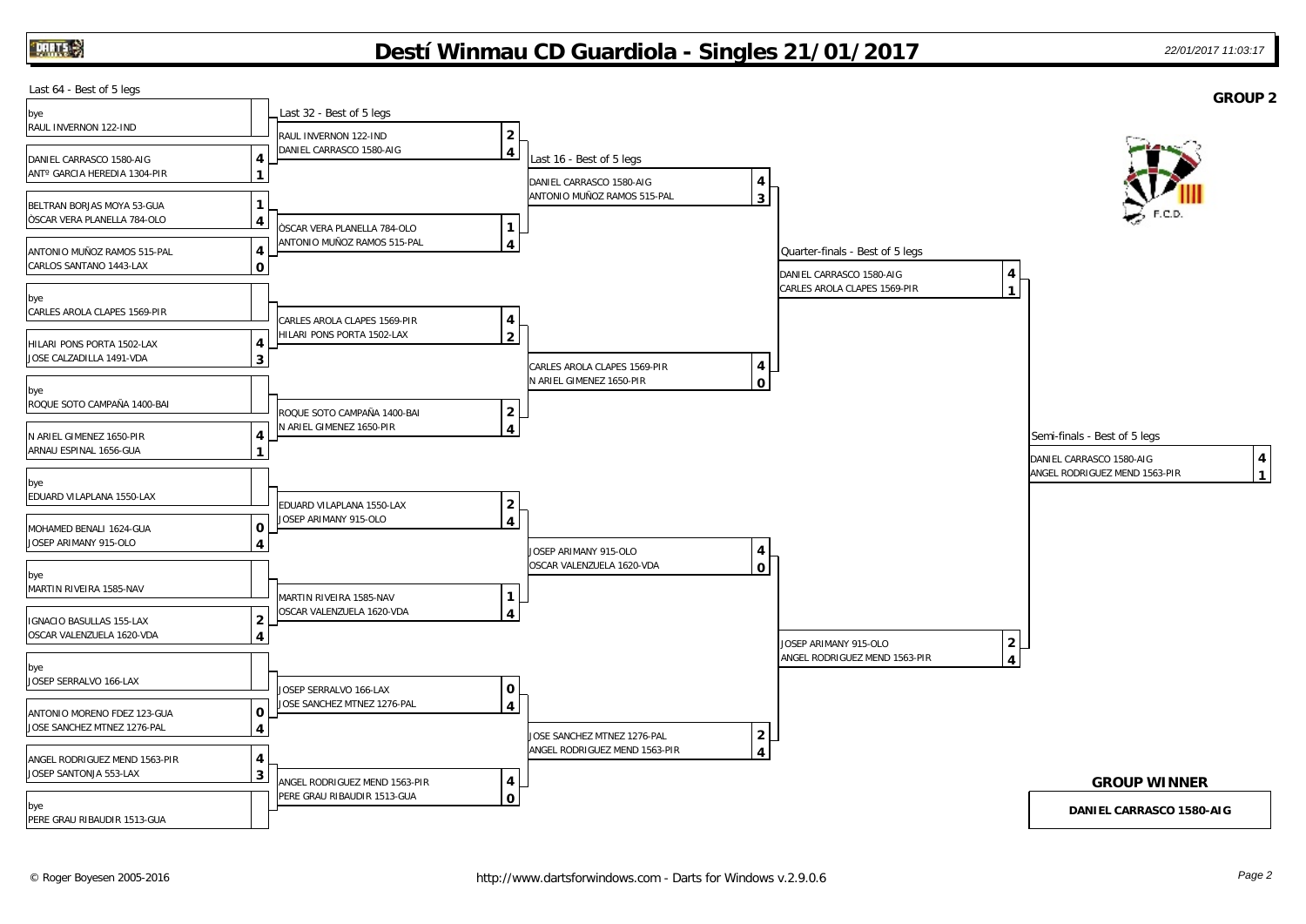# Destí Winmau CD Guardiola - Singles 21/01/2017

22/01/2017 11:03:17

## GROUP 2

### Last 64 - Best of 5 legs

| Player | Legs |
| --- | --- |
| bye | |
| RAUL INVERNON 122-IND | |
| DANIEL CARRASCO 1580-AIG | 4 |
| ANTº GARCIA HEREDIA 1304-PIR | 1 |
| BELTRAN BORJAS MOYA 53-GUA | 1 |
| ÒSCAR VERA PLANELLA 784-OLO | 4 |
| ANTONIO MUÑOZ RAMOS 515-PAL | 4 |
| CARLOS SANTANO 1443-LAX | 0 |
| bye | |
| CARLES AROLA CLAPES 1569-PIR | |
| HILARI PONS PORTA 1502-LAX | 4 |
| JOSE CALZADILLA 1491-VDA | 3 |
| bye | |
| ROQUE SOTO CAMPAÑA 1400-BAI | |
| N ARIEL GIMENEZ 1650-PIR | 4 |
| ARNAU ESPINAL 1656-GUA | 1 |
| bye | |
| EDUARD VILAPLANA 1550-LAX | |
| MOHAMED BENALI 1624-GUA | 0 |
| JOSEP ARIMANY 915-OLO | 4 |
| bye | |
| MARTIN RIVEIRA 1585-NAV | |
| IGNACIO BASULLAS 155-LAX | 2 |
| OSCAR VALENZUELA 1620-VDA | 4 |
| bye | |
| JOSEP SERRALVO 166-LAX | |
| ANTONIO MORENO FDEZ 123-GUA | 0 |
| JOSE SANCHEZ MTNEZ 1276-PAL | 4 |
| ANGEL RODRIGUEZ MEND 1563-PIR | 4 |
| JOSEP SANTONJA 553-LAX | 3 |
| bye | |
| PERE GRAU RIBAUDIR 1513-GUA | |

### Last 32 - Best of 5 legs

| Player | Legs |
| --- | --- |
| RAUL INVERNON 122-IND | 2 |
| DANIEL CARRASCO 1580-AIG | 4 |
| ÒSCAR VERA PLANELLA 784-OLO | 1 |
| ANTONIO MUÑOZ RAMOS 515-PAL | 4 |
| CARLES AROLA CLAPES 1569-PIR | 4 |
| HILARI PONS PORTA 1502-LAX | 2 |
| ROQUE SOTO CAMPAÑA 1400-BAI | 2 |
| N ARIEL GIMENEZ 1650-PIR | 4 |
| EDUARD VILAPLANA 1550-LAX | 2 |
| JOSEP ARIMANY 915-OLO | 4 |
| MARTIN RIVEIRA 1585-NAV | 1 |
| OSCAR VALENZUELA 1620-VDA | 4 |
| JOSEP SERRALVO 166-LAX | 0 |
| JOSE SANCHEZ MTNEZ 1276-PAL | 4 |
| ANGEL RODRIGUEZ MEND 1563-PIR | 4 |
| PERE GRAU RIBAUDIR 1513-GUA | 0 |

### Last 16 - Best of 5 legs

| Player | Legs |
| --- | --- |
| DANIEL CARRASCO 1580-AIG | 4 |
| ANTONIO MUÑOZ RAMOS 515-PAL | 3 |
| CARLES AROLA CLAPES 1569-PIR | 4 |
| N ARIEL GIMENEZ 1650-PIR | 0 |
| JOSEP ARIMANY 915-OLO | 4 |
| OSCAR VALENZUELA 1620-VDA | 0 |
| JOSE SANCHEZ MTNEZ 1276-PAL | 2 |
| ANGEL RODRIGUEZ MEND 1563-PIR | 4 |

### Quarter-finals - Best of 5 legs

| Player | Legs |
| --- | --- |
| DANIEL CARRASCO 1580-AIG | 4 |
| CARLES AROLA CLAPES 1569-PIR | 1 |
| JOSEP ARIMANY 915-OLO | 2 |
| ANGEL RODRIGUEZ MEND 1563-PIR | 4 |

### Semi-finals - Best of 5 legs

| Player | Legs |
| --- | --- |
| DANIEL CARRASCO 1580-AIG | 4 |
| ANGEL RODRIGUEZ MEND 1563-PIR | 1 |

### GROUP WINNER

**DANIEL CARRASCO 1580-AIG**

© Roger Boyesen 2005-2016 — http://www.dartsforwindows.com - Darts for Windows v.2.9.0.6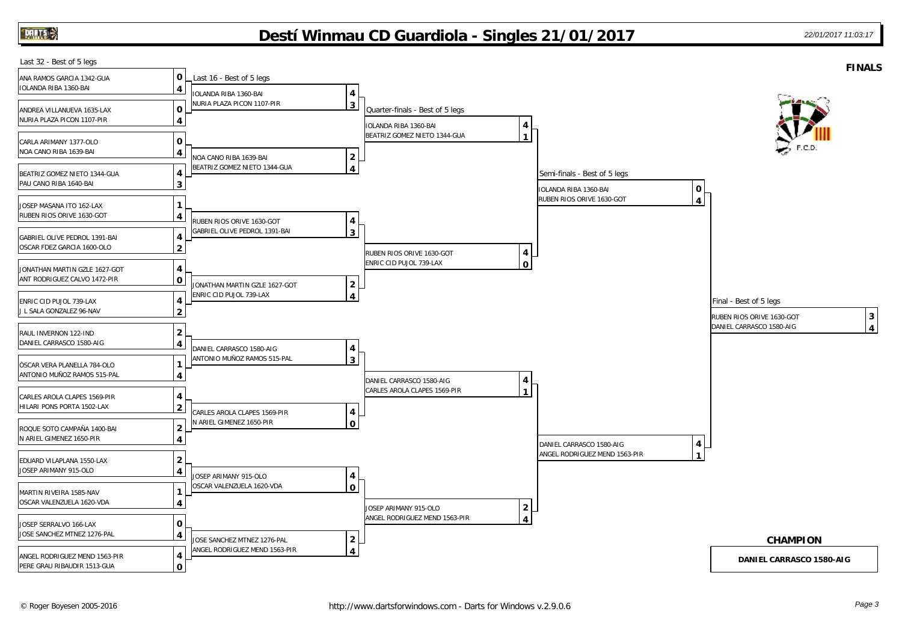# Destí Winmau CD Guardiola - Singles 21/01/2017

22/01/2017 11:03:17

## Last 32 - Best of 5 legs

| Player | Legs |
| --- | --- |
| ANA RAMOS GARCIA 1342-GUA | 0 |
| IOLANDA RIBA 1360-BAI | 4 |
| ANDREA VILLANUEVA 1635-LAX | 0 |
| NURIA PLAZA PICON 1107-PIR | 4 |
| CARLA ARIMANY 1377-OLO | 0 |
| NOA CANO RIBA 1639-BAI | 4 |
| BEATRIZ GOMEZ NIETO 1344-GUA | 4 |
| PAU CANO RIBA 1640-BAI | 3 |
| JOSEP MASANA ITO 162-LAX | 1 |
| RUBEN RIOS ORIVE 1630-GOT | 4 |
| GABRIEL OLIVE PEDROL 1391-BAI | 4 |
| OSCAR FDEZ GARCIA 1600-OLO | 2 |
| JONATHAN MARTIN GZLE 1627-GOT | 4 |
| ANT RODRIGUEZ CALVO 1472-PIR | 0 |
| ENRIC CID PUJOL 739-LAX | 4 |
| J L SALA GONZALEZ 96-NAV | 2 |
| RAUL INVERNON 122-IND | 2 |
| DANIEL CARRASCO 1580-AIG | 4 |
| ÓSCAR VERA PLANELLA 784-OLO | 1 |
| ANTONIO MUÑOZ RAMOS 515-PAL | 4 |
| CARLES AROLA CLAPES 1569-PIR | 4 |
| HILARI PONS PORTA 1502-LAX | 2 |
| ROQUE SOTO CAMPAÑA 1400-BAI | 2 |
| N ARIEL GIMENEZ 1650-PIR | 4 |
| EDUARD VILAPLANA 1550-LAX | 2 |
| JOSEP ARIMANY 915-OLO | 4 |
| MARTIN RIVEIRA 1585-NAV | 1 |
| OSCAR VALENZUELA 1620-VDA | 4 |
| JOSEP SERRALVO 166-LAX | 0 |
| JOSE SANCHEZ MTNEZ 1276-PAL | 4 |
| ANGEL RODRIGUEZ MEND 1563-PIR | 4 |
| PERE GRAU RIBAUDIR 1513-GUA | 0 |

## Last 16 - Best of 5 legs

| Player | Legs |
| --- | --- |
| IOLANDA RIBA 1360-BAI | 4 |
| NURIA PLAZA PICON 1107-PIR | 3 |
| NOA CANO RIBA 1639-BAI | 2 |
| BEATRIZ GOMEZ NIETO 1344-GUA | 4 |
| RUBEN RIOS ORIVE 1630-GOT | 4 |
| GABRIEL OLIVE PEDROL 1391-BAI | 3 |
| JONATHAN MARTIN GZLE 1627-GOT | 2 |
| ENRIC CID PUJOL 739-LAX | 4 |
| DANIEL CARRASCO 1580-AIG | 4 |
| ANTONIO MUÑOZ RAMOS 515-PAL | 3 |
| CARLES AROLA CLAPES 1569-PIR | 4 |
| N ARIEL GIMENEZ 1650-PIR | 0 |
| JOSEP ARIMANY 915-OLO | 4 |
| OSCAR VALENZUELA 1620-VDA | 0 |
| JOSE SANCHEZ MTNEZ 1276-PAL | 2 |
| ANGEL RODRIGUEZ MEND 1563-PIR | 4 |

## Quarter-finals - Best of 5 legs

| Player | Legs |
| --- | --- |
| IOLANDA RIBA 1360-BAI | 4 |
| BEATRIZ GOMEZ NIETO 1344-GUA | 1 |
| RUBEN RIOS ORIVE 1630-GOT | 4 |
| ENRIC CID PUJOL 739-LAX | 0 |
| DANIEL CARRASCO 1580-AIG | 4 |
| CARLES AROLA CLAPES 1569-PIR | 1 |
| JOSEP ARIMANY 915-OLO | 2 |
| ANGEL RODRIGUEZ MEND 1563-PIR | 4 |

## Semi-finals - Best of 5 legs

| Player | Legs |
| --- | --- |
| IOLANDA RIBA 1360-BAI | 0 |
| RUBEN RIOS ORIVE 1630-GOT | 4 |
| DANIEL CARRASCO 1580-AIG | 4 |
| ANGEL RODRIGUEZ MEND 1563-PIR | 1 |

## FINALS

### Final - Best of 5 legs

| Player | Legs |
| --- | --- |
| RUBEN RIOS ORIVE 1630-GOT | 3 |
| DANIEL CARRASCO 1580-AIG | 4 |

F.C.D.

### CHAMPION

**DANIEL CARRASCO 1580-AIG**

© Roger Boyesen 2005-2016 http://www.dartsforwindows.com - Darts for Windows v.2.9.0.6